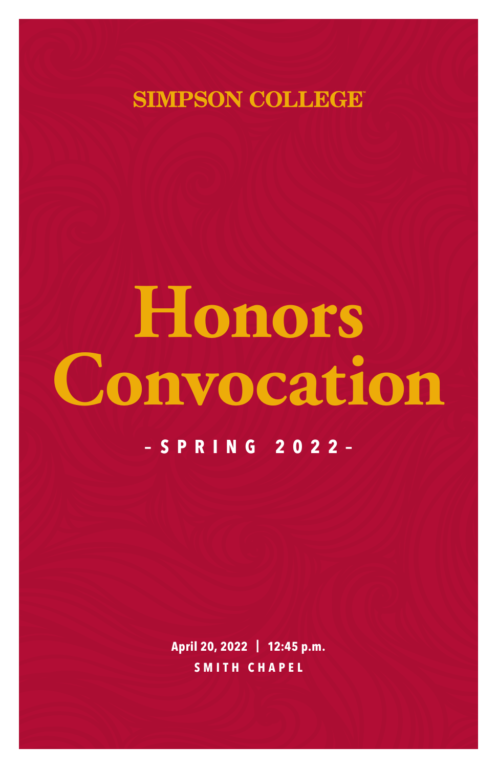SIMPSON COLLEGE™

# Honors Convocation

– SPRING 2022 –

**April 20, 2022 | 12:45 p.m.**

**SMITH CHAPEL**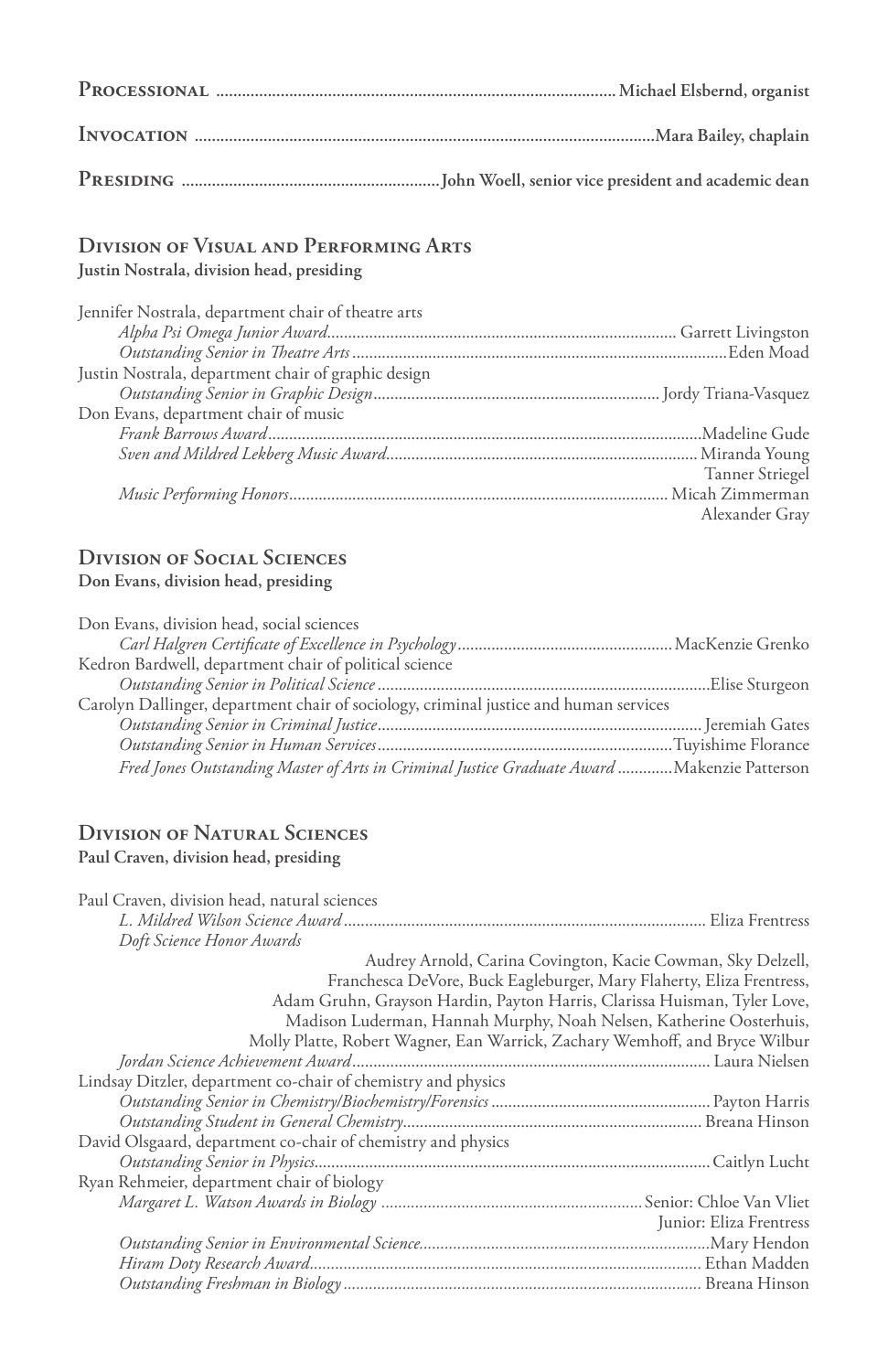**Processional** ........ **Michael Elsbernd, organist**

**Invocation** ........ **Mara Bailey, chaplain**

**Presiding** ........ **John Woell, senior vice president and academic dean**

## Division of Visual and Performing Arts

**Justin Nostrala, division head, presiding**

Jennifer Nostrala, department chair of theatre arts

- *Alpha Psi Omega Junior Award* ........ Garrett Livingston
- *Outstanding Senior in Theatre Arts* ........ Eden Moad

Justin Nostrala, department chair of graphic design

- *Outstanding Senior in Graphic Design* ........ Jordy Triana-Vasquez

Don Evans, department chair of music

- *Frank Barrows Award* ........ Madeline Gude
- *Sven and Mildred Lekberg Music Award* ........ Miranda Young, Tanner Striegel
- *Music Performing Honors* ........ Micah Zimmerman, Alexander Gray

## Division of Social Sciences

**Don Evans, division head, presiding**

Don Evans, division head, social sciences

- *Carl Halgren Certificate of Excellence in Psychology* ........ MacKenzie Grenko

Kedron Bardwell, department chair of political science

- *Outstanding Senior in Political Science* ........ Elise Sturgeon

Carolyn Dallinger, department chair of sociology, criminal justice and human services

- *Outstanding Senior in Criminal Justice* ........ Jeremiah Gates
- *Outstanding Senior in Human Services* ........ Tuyishime Florance
- *Fred Jones Outstanding Master of Arts in Criminal Justice Graduate Award* ........ Makenzie Patterson

## Division of Natural Sciences

**Paul Craven, division head, presiding**

Paul Craven, division head, natural sciences

- *L. Mildred Wilson Science Award* ........ Eliza Frentress
- *Doft Science Honor Awards*
  Audrey Arnold, Carina Covington, Kacie Cowman, Sky Delzell, Franchesca DeVore, Buck Eagleburger, Mary Flaherty, Eliza Frentress, Adam Gruhn, Grayson Hardin, Payton Harris, Clarissa Huisman, Tyler Love, Madison Luderman, Hannah Murphy, Noah Nelsen, Katherine Oosterhuis, Molly Platte, Robert Wagner, Ean Warrick, Zachary Wemhoff, and Bryce Wilbur
- *Jordan Science Achievement Award* ........ Laura Nielsen

Lindsay Ditzler, department co-chair of chemistry and physics

- *Outstanding Senior in Chemistry/Biochemistry/Forensics* ........ Payton Harris
- *Outstanding Student in General Chemistry* ........ Breana Hinson

David Olsgaard, department co-chair of chemistry and physics

- *Outstanding Senior in Physics* ........ Caitlyn Lucht

Ryan Rehmeier, department chair of biology

- *Margaret L. Watson Awards in Biology* ........ Senior: Chloe Van Vliet, Junior: Eliza Frentress
- *Outstanding Senior in Environmental Science* ........ Mary Hendon
- *Hiram Doty Research Award* ........ Ethan Madden
- *Outstanding Freshman in Biology* ........ Breana Hinson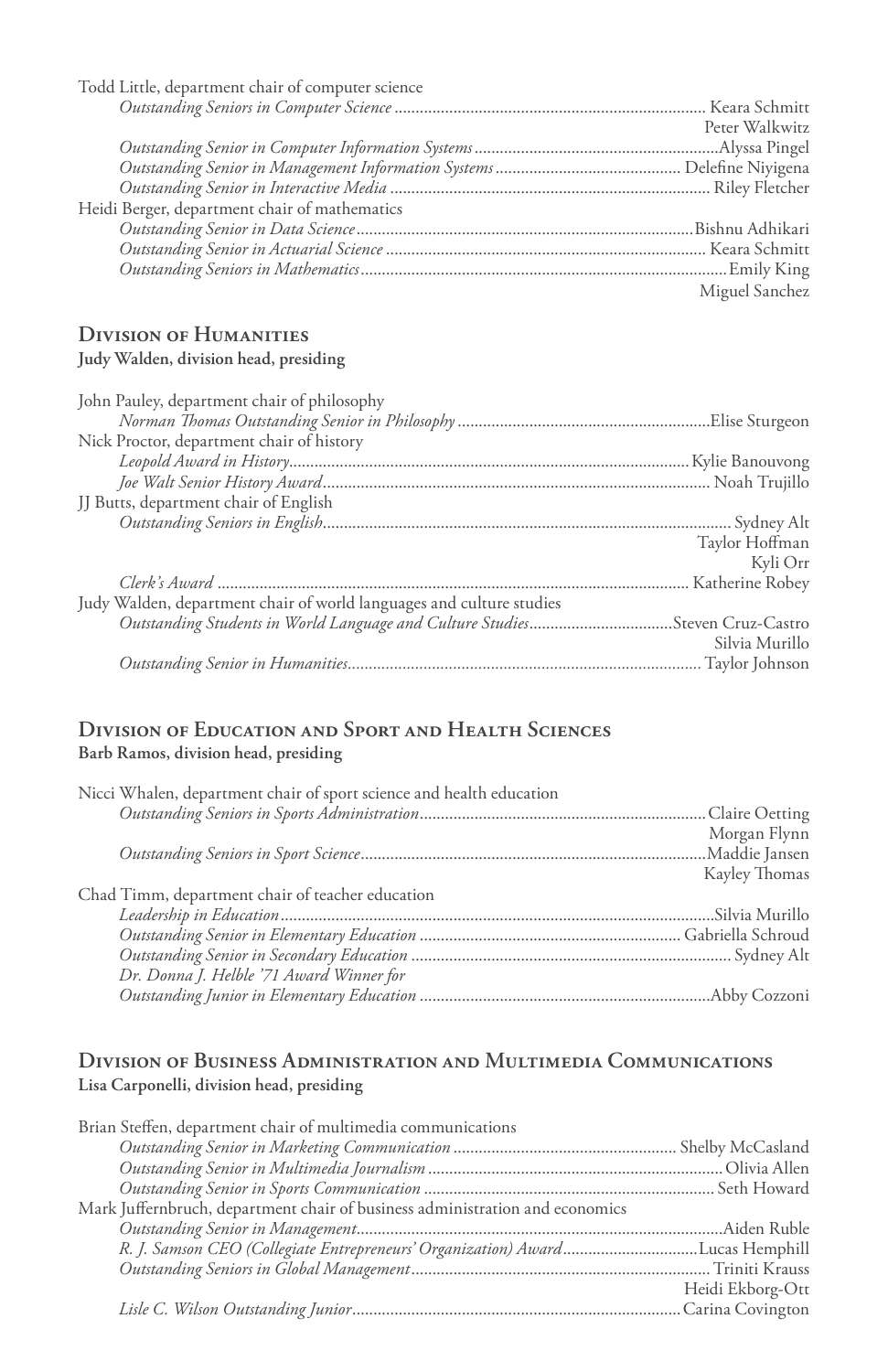Todd Little, department chair of computer science

*Outstanding Seniors in Computer Science* ........ Keara Schmitt
Peter Walkwitz

*Outstanding Senior in Computer Information Systems* ........ Alyssa Pingel

*Outstanding Senior in Management Information Systems* ........ Delefine Niyigena

*Outstanding Senior in Interactive Media* ........ Riley Fletcher

Heidi Berger, department chair of mathematics

*Outstanding Senior in Data Science* ........ Bishnu Adhikari

*Outstanding Senior in Actuarial Science* ........ Keara Schmitt

*Outstanding Seniors in Mathematics* ........ Emily King
Miguel Sanchez

## Division of Humanities

**Judy Walden, division head, presiding**

John Pauley, department chair of philosophy

*Norman Thomas Outstanding Senior in Philosophy* ........ Elise Sturgeon

Nick Proctor, department chair of history

*Leopold Award in History* ........ Kylie Banouvong

*Joe Walt Senior History Award* ........ Noah Trujillo

JJ Butts, department chair of English

*Outstanding Seniors in English* ........ Sydney Alt
Taylor Hoffman
Kyli Orr

*Clerk's Award* ........ Katherine Robey

Judy Walden, department chair of world languages and culture studies

*Outstanding Students in World Language and Culture Studies* ........ Steven Cruz-Castro
Silvia Murillo

*Outstanding Senior in Humanities* ........ Taylor Johnson

## Division of Education and Sport and Health Sciences

**Barb Ramos, division head, presiding**

Nicci Whalen, department chair of sport science and health education

*Outstanding Seniors in Sports Administration* ........ Claire Oetting
Morgan Flynn

*Outstanding Seniors in Sport Science* ........ Maddie Jansen
Kayley Thomas

Chad Timm, department chair of teacher education

*Leadership in Education* ........ Silvia Murillo

*Outstanding Senior in Elementary Education* ........ Gabriella Schroud

*Outstanding Senior in Secondary Education* ........ Sydney Alt

*Dr. Donna J. Helble '71 Award Winner for Outstanding Junior in Elementary Education* ........ Abby Cozzoni

## Division of Business Administration and Multimedia Communications

**Lisa Carponelli, division head, presiding**

Brian Steffen, department chair of multimedia communications

*Outstanding Senior in Marketing Communication* ........ Shelby McCasland

*Outstanding Senior in Multimedia Journalism* ........ Olivia Allen

*Outstanding Senior in Sports Communication* ........ Seth Howard

Mark Juffernbruch, department chair of business administration and economics

*Outstanding Senior in Management* ........ Aiden Ruble

*R. J. Samson CEO (Collegiate Entrepreneurs' Organization) Award* ........ Lucas Hemphill

*Outstanding Seniors in Global Management* ........ Triniti Krauss
Heidi Ekborg-Ott

*Lisle C. Wilson Outstanding Junior* ........ Carina Covington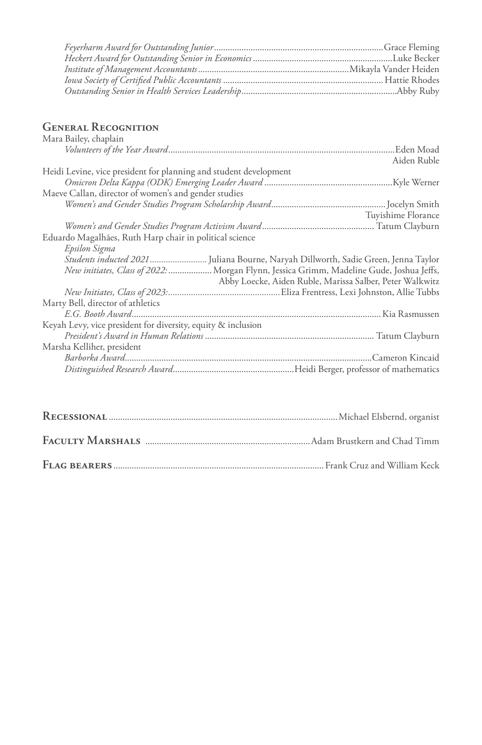*Feyerharm Award for Outstanding Junior* .......... Grace Fleming
*Heckert Award for Outstanding Senior in Economics* .......... Luke Becker
*Institute of Management Accountants* .......... Mikayla Vander Heiden
*Iowa Society of Certified Public Accountants* .......... Hattie Rhodes
*Outstanding Senior in Health Services Leadership* .......... Abby Ruby

## General Recognition

Mara Bailey, chaplain
*Volunteers of the Year Award* .......... Eden Moad
Aiden Ruble

Heidi Levine, vice president for planning and student development
*Omicron Delta Kappa (ODK) Emerging Leader Award* .......... Kyle Werner

Maeve Callan, director of women's and gender studies
*Women's and Gender Studies Program Scholarship Award* .......... Jocelyn Smith
Tuyishime Florance
*Women's and Gender Studies Program Activism Award* .......... Tatum Clayburn

Eduardo Magalhães, Ruth Harp chair in political science
*Epsilon Sigma*
*Students inducted 2021* .......... Juliana Bourne, Naryah Dillworth, Sadie Green, Jenna Taylor
*New initiates, Class of 2022:* .......... Morgan Flynn, Jessica Grimm, Madeline Gude, Joshua Jeffs, Abby Loecke, Aiden Ruble, Marissa Salber, Peter Walkwitz
*New Initiates, Class of 2023:* .......... Eliza Frentress, Lexi Johnston, Allie Tubbs

Marty Bell, director of athletics
*E.G. Booth Award* .......... Kia Rasmussen

Keyah Levy, vice president for diversity, equity & inclusion
*President's Award in Human Relations* .......... Tatum Clayburn

Marsha Kelliher, president
*Barborka Award* .......... Cameron Kincaid
*Distinguished Research Award* .......... Heidi Berger, professor of mathematics

**Recessional** .......... Michael Elsbernd, organist

**Faculty Marshals** .......... Adam Brustkern and Chad Timm

**Flag bearers** .......... Frank Cruz and William Keck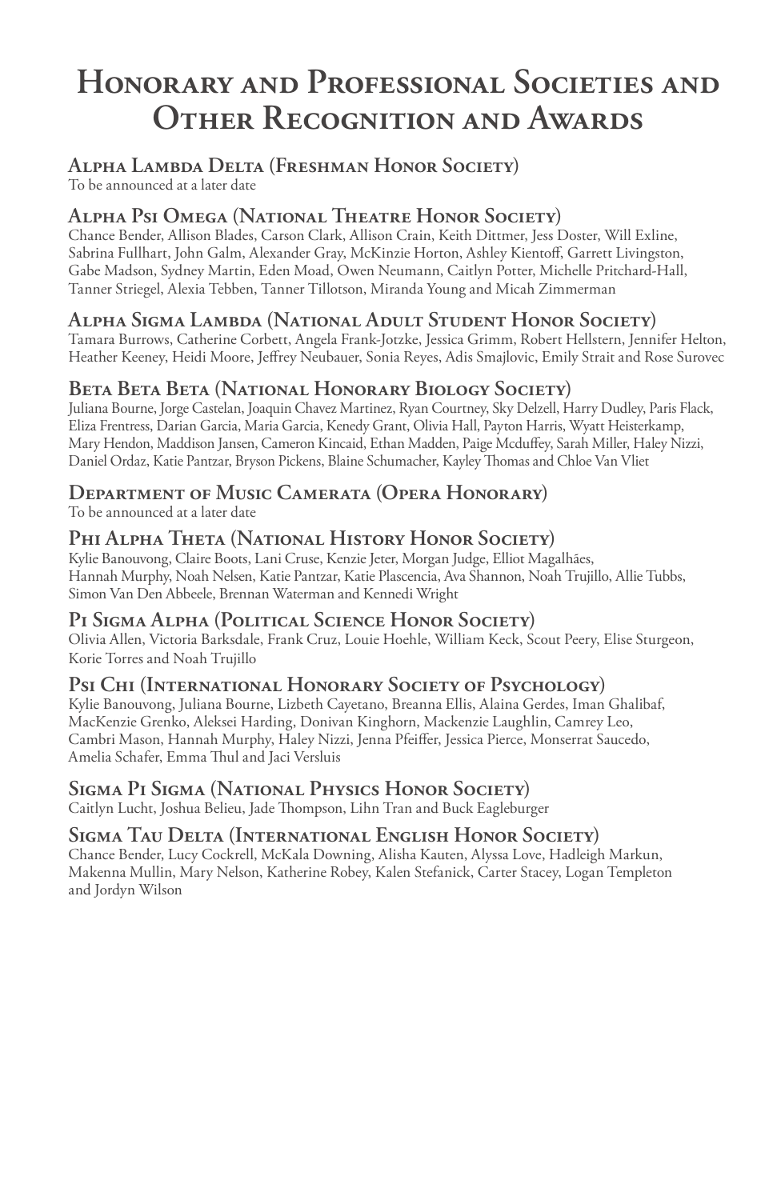# Honorary and Professional Societies and Other Recognition and Awards

## Alpha Lambda Delta (Freshman Honor Society)

To be announced at a later date

## Alpha Psi Omega (National Theatre Honor Society)

Chance Bender, Allison Blades, Carson Clark, Allison Crain, Keith Dittmer, Jess Doster, Will Exline, Sabrina Fullhart, John Galm, Alexander Gray, McKinzie Horton, Ashley Kientoff, Garrett Livingston, Gabe Madson, Sydney Martin, Eden Moad, Owen Neumann, Caitlyn Potter, Michelle Pritchard-Hall, Tanner Striegel, Alexia Tebben, Tanner Tillotson, Miranda Young and Micah Zimmerman

## Alpha Sigma Lambda (National Adult Student Honor Society)

Tamara Burrows, Catherine Corbett, Angela Frank-Jotzke, Jessica Grimm, Robert Hellstern, Jennifer Helton, Heather Keeney, Heidi Moore, Jeffrey Neubauer, Sonia Reyes, Adis Smajlovic, Emily Strait and Rose Surovec

## Beta Beta Beta (National Honorary Biology Society)

Juliana Bourne, Jorge Castelan, Joaquin Chavez Martinez, Ryan Courtney, Sky Delzell, Harry Dudley, Paris Flack, Eliza Frentress, Darian Garcia, Maria Garcia, Kenedy Grant, Olivia Hall, Payton Harris, Wyatt Heisterkamp, Mary Hendon, Maddison Jansen, Cameron Kincaid, Ethan Madden, Paige Mcduffey, Sarah Miller, Haley Nizzi, Daniel Ordaz, Katie Pantzar, Bryson Pickens, Blaine Schumacher, Kayley Thomas and Chloe Van Vliet

## Department of Music Camerata (Opera Honorary)

To be announced at a later date

## Phi Alpha Theta (National History Honor Society)

Kylie Banouvong, Claire Boots, Lani Cruse, Kenzie Jeter, Morgan Judge, Elliot Magalhães, Hannah Murphy, Noah Nelsen, Katie Pantzar, Katie Plascencia, Ava Shannon, Noah Trujillo, Allie Tubbs, Simon Van Den Abbeele, Brennan Waterman and Kennedi Wright

## Pi Sigma Alpha (Political Science Honor Society)

Olivia Allen, Victoria Barksdale, Frank Cruz, Louie Hoehle, William Keck, Scout Peery, Elise Sturgeon, Korie Torres and Noah Trujillo

## Psi Chi (International Honorary Society of Psychology)

Kylie Banouvong, Juliana Bourne, Lizbeth Cayetano, Breanna Ellis, Alaina Gerdes, Iman Ghalibaf, MacKenzie Grenko, Aleksei Harding, Donivan Kinghorn, Mackenzie Laughlin, Camrey Leo, Cambri Mason, Hannah Murphy, Haley Nizzi, Jenna Pfeiffer, Jessica Pierce, Monserrat Saucedo, Amelia Schafer, Emma Thul and Jaci Versluis

## Sigma Pi Sigma (National Physics Honor Society)

Caitlyn Lucht, Joshua Belieu, Jade Thompson, Lihn Tran and Buck Eagleburger

## Sigma Tau Delta (International English Honor Society)

Chance Bender, Lucy Cockrell, McKala Downing, Alisha Kauten, Alyssa Love, Hadleigh Markun, Makenna Mullin, Mary Nelson, Katherine Robey, Kalen Stefanick, Carter Stacey, Logan Templeton and Jordyn Wilson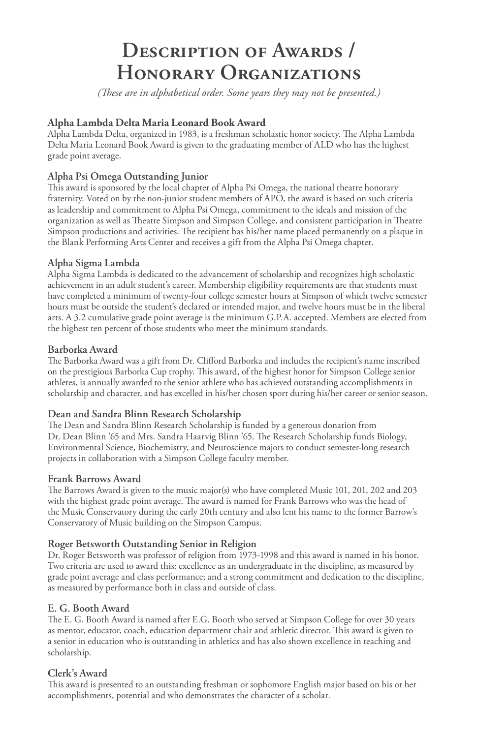# Description of Awards / Honorary Organizations

*(These are in alphabetical order. Some years they may not be presented.)*

**Alpha Lambda Delta Maria Leonard Book Award**
Alpha Lambda Delta, organized in 1983, is a freshman scholastic honor society. The Alpha Lambda Delta Maria Leonard Book Award is given to the graduating member of ALD who has the highest grade point average.

**Alpha Psi Omega Outstanding Junior**
This award is sponsored by the local chapter of Alpha Psi Omega, the national theatre honorary fraternity. Voted on by the non-junior student members of APO, the award is based on such criteria as leadership and commitment to Alpha Psi Omega, commitment to the ideals and mission of the organization as well as Theatre Simpson and Simpson College, and consistent participation in Theatre Simpson productions and activities. The recipient has his/her name placed permanently on a plaque in the Blank Performing Arts Center and receives a gift from the Alpha Psi Omega chapter.

**Alpha Sigma Lambda**
Alpha Sigma Lambda is dedicated to the advancement of scholarship and recognizes high scholastic achievement in an adult student's career. Membership eligibility requirements are that students must have completed a minimum of twenty-four college semester hours at Simpson of which twelve semester hours must be outside the student's declared or intended major, and twelve hours must be in the liberal arts. A 3.2 cumulative grade point average is the minimum G.P.A. accepted. Members are elected from the highest ten percent of those students who meet the minimum standards.

**Barborka Award**
The Barborka Award was a gift from Dr. Clifford Barborka and includes the recipient's name inscribed on the prestigious Barborka Cup trophy. This award, of the highest honor for Simpson College senior athletes, is annually awarded to the senior athlete who has achieved outstanding accomplishments in scholarship and character, and has excelled in his/her chosen sport during his/her career or senior season.

**Dean and Sandra Blinn Research Scholarship**
The Dean and Sandra Blinn Research Scholarship is funded by a generous donation from Dr. Dean Blinn '65 and Mrs. Sandra Haarvig Blinn '65. The Research Scholarship funds Biology, Environmental Science, Biochemistry, and Neuroscience majors to conduct semester-long research projects in collaboration with a Simpson College faculty member.

**Frank Barrows Award**
The Barrows Award is given to the music major(s) who have completed Music 101, 201, 202 and 203 with the highest grade point average. The award is named for Frank Barrows who was the head of the Music Conservatory during the early 20th century and also lent his name to the former Barrow's Conservatory of Music building on the Simpson Campus.

**Roger Betsworth Outstanding Senior in Religion**
Dr. Roger Betsworth was professor of religion from 1973-1998 and this award is named in his honor. Two criteria are used to award this: excellence as an undergraduate in the discipline, as measured by grade point average and class performance; and a strong commitment and dedication to the discipline, as measured by performance both in class and outside of class.

**E. G. Booth Award**
The E. G. Booth Award is named after E.G. Booth who served at Simpson College for over 30 years as mentor, educator, coach, education department chair and athletic director. This award is given to a senior in education who is outstanding in athletics and has also shown excellence in teaching and scholarship.

**Clerk's Award**
This award is presented to an outstanding freshman or sophomore English major based on his or her accomplishments, potential and who demonstrates the character of a scholar.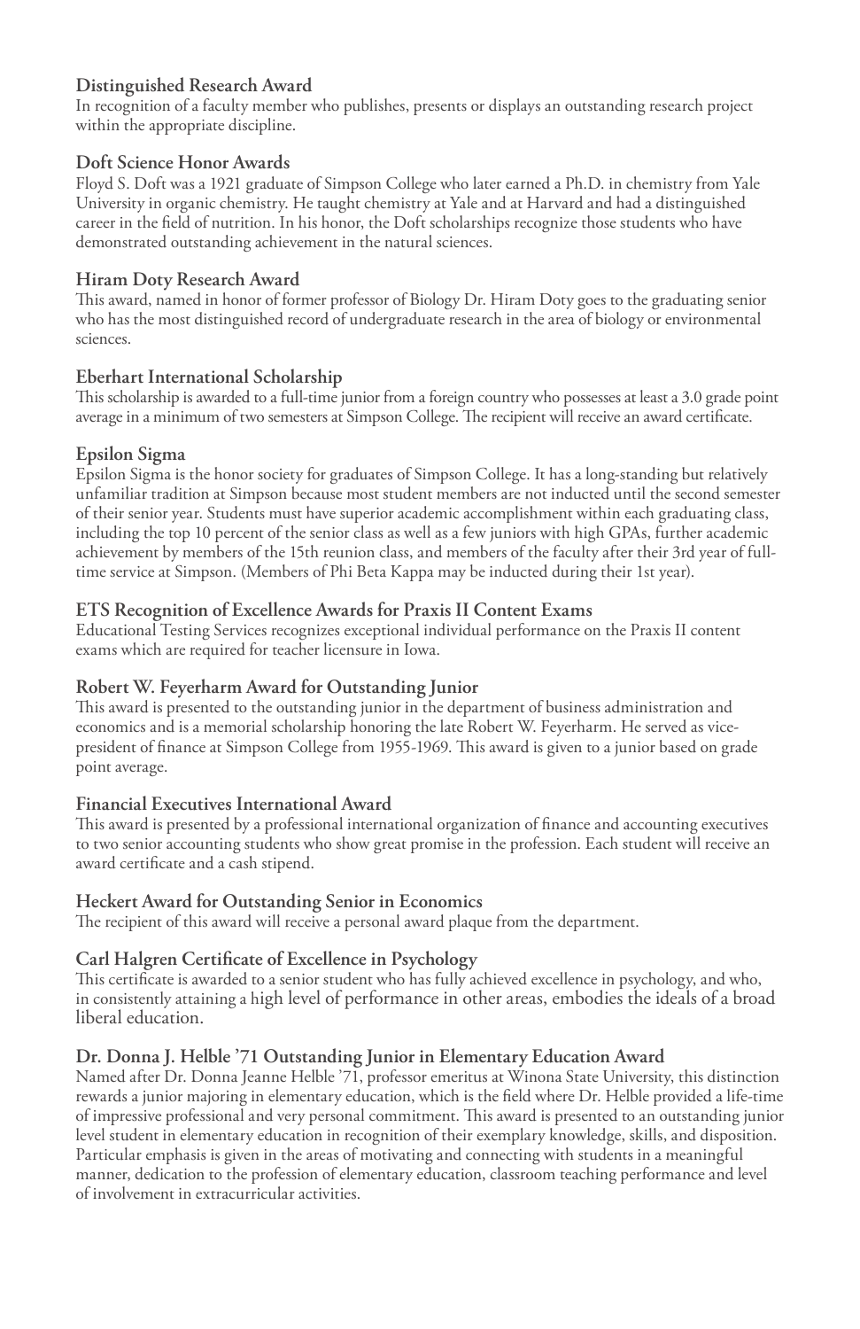### Distinguished Research Award

In recognition of a faculty member who publishes, presents or displays an outstanding research project within the appropriate discipline.

### Doft Science Honor Awards

Floyd S. Doft was a 1921 graduate of Simpson College who later earned a Ph.D. in chemistry from Yale University in organic chemistry. He taught chemistry at Yale and at Harvard and had a distinguished career in the field of nutrition. In his honor, the Doft scholarships recognize those students who have demonstrated outstanding achievement in the natural sciences.

### Hiram Doty Research Award

This award, named in honor of former professor of Biology Dr. Hiram Doty goes to the graduating senior who has the most distinguished record of undergraduate research in the area of biology or environmental sciences.

### Eberhart International Scholarship

This scholarship is awarded to a full-time junior from a foreign country who possesses at least a 3.0 grade point average in a minimum of two semesters at Simpson College. The recipient will receive an award certificate.

### Epsilon Sigma

Epsilon Sigma is the honor society for graduates of Simpson College. It has a long-standing but relatively unfamiliar tradition at Simpson because most student members are not inducted until the second semester of their senior year. Students must have superior academic accomplishment within each graduating class, including the top 10 percent of the senior class as well as a few juniors with high GPAs, further academic achievement by members of the 15th reunion class, and members of the faculty after their 3rd year of full-time service at Simpson. (Members of Phi Beta Kappa may be inducted during their 1st year).

### ETS Recognition of Excellence Awards for Praxis II Content Exams

Educational Testing Services recognizes exceptional individual performance on the Praxis II content exams which are required for teacher licensure in Iowa.

### Robert W. Feyerharm Award for Outstanding Junior

This award is presented to the outstanding junior in the department of business administration and economics and is a memorial scholarship honoring the late Robert W. Feyerharm. He served as vice-president of finance at Simpson College from 1955-1969. This award is given to a junior based on grade point average.

### Financial Executives International Award

This award is presented by a professional international organization of finance and accounting executives to two senior accounting students who show great promise in the profession. Each student will receive an award certificate and a cash stipend.

### Heckert Award for Outstanding Senior in Economics

The recipient of this award will receive a personal award plaque from the department.

### Carl Halgren Certificate of Excellence in Psychology

This certificate is awarded to a senior student who has fully achieved excellence in psychology, and who, in consistently attaining a high level of performance in other areas, embodies the ideals of a broad liberal education.

### Dr. Donna J. Helble '71 Outstanding Junior in Elementary Education Award

Named after Dr. Donna Jeanne Helble '71, professor emeritus at Winona State University, this distinction rewards a junior majoring in elementary education, which is the field where Dr. Helble provided a life-time of impressive professional and very personal commitment. This award is presented to an outstanding junior level student in elementary education in recognition of their exemplary knowledge, skills, and disposition. Particular emphasis is given in the areas of motivating and connecting with students in a meaningful manner, dedication to the profession of elementary education, classroom teaching performance and level of involvement in extracurricular activities.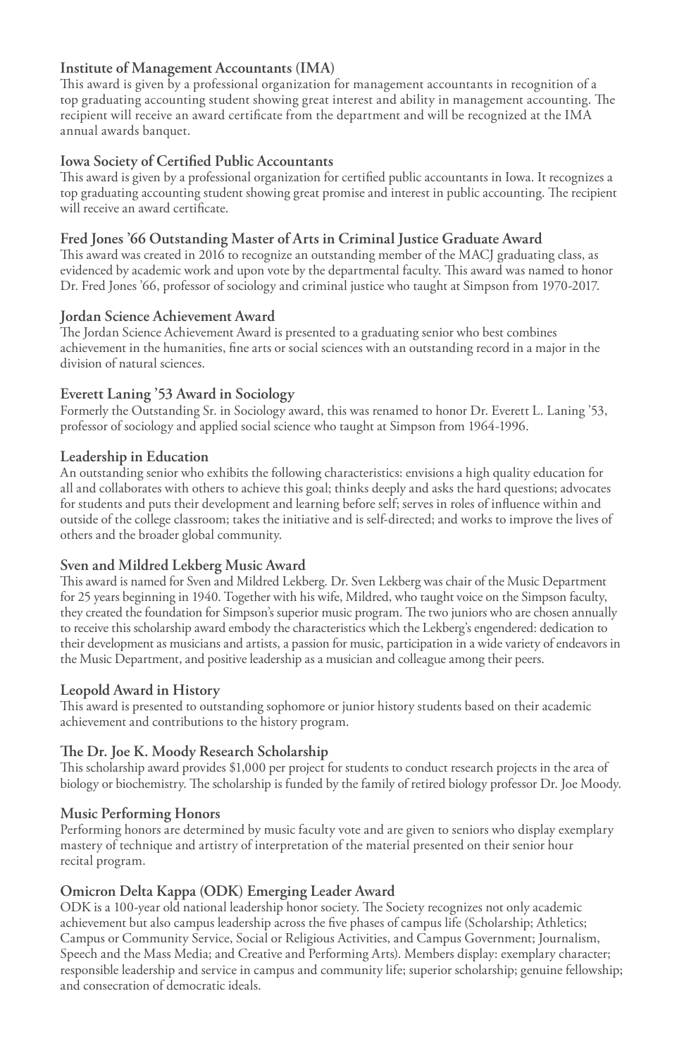### Institute of Management Accountants (IMA)

This award is given by a professional organization for management accountants in recognition of a top graduating accounting student showing great interest and ability in management accounting. The recipient will receive an award certificate from the department and will be recognized at the IMA annual awards banquet.

### Iowa Society of Certified Public Accountants

This award is given by a professional organization for certified public accountants in Iowa. It recognizes a top graduating accounting student showing great promise and interest in public accounting. The recipient will receive an award certificate.

### Fred Jones '66 Outstanding Master of Arts in Criminal Justice Graduate Award

This award was created in 2016 to recognize an outstanding member of the MACJ graduating class, as evidenced by academic work and upon vote by the departmental faculty. This award was named to honor Dr. Fred Jones '66, professor of sociology and criminal justice who taught at Simpson from 1970-2017.

### Jordan Science Achievement Award

The Jordan Science Achievement Award is presented to a graduating senior who best combines achievement in the humanities, fine arts or social sciences with an outstanding record in a major in the division of natural sciences.

### Everett Laning '53 Award in Sociology

Formerly the Outstanding Sr. in Sociology award, this was renamed to honor Dr. Everett L. Laning '53, professor of sociology and applied social science who taught at Simpson from 1964-1996.

### Leadership in Education

An outstanding senior who exhibits the following characteristics: envisions a high quality education for all and collaborates with others to achieve this goal; thinks deeply and asks the hard questions; advocates for students and puts their development and learning before self; serves in roles of influence within and outside of the college classroom; takes the initiative and is self-directed; and works to improve the lives of others and the broader global community.

### Sven and Mildred Lekberg Music Award

This award is named for Sven and Mildred Lekberg. Dr. Sven Lekberg was chair of the Music Department for 25 years beginning in 1940. Together with his wife, Mildred, who taught voice on the Simpson faculty, they created the foundation for Simpson's superior music program. The two juniors who are chosen annually to receive this scholarship award embody the characteristics which the Lekberg's engendered: dedication to their development as musicians and artists, a passion for music, participation in a wide variety of endeavors in the Music Department, and positive leadership as a musician and colleague among their peers.

### Leopold Award in History

This award is presented to outstanding sophomore or junior history students based on their academic achievement and contributions to the history program.

### The Dr. Joe K. Moody Research Scholarship

This scholarship award provides $1,000 per project for students to conduct research projects in the area of biology or biochemistry. The scholarship is funded by the family of retired biology professor Dr. Joe Moody.

### Music Performing Honors

Performing honors are determined by music faculty vote and are given to seniors who display exemplary mastery of technique and artistry of interpretation of the material presented on their senior hour recital program.

### Omicron Delta Kappa (ODK) Emerging Leader Award

ODK is a 100-year old national leadership honor society. The Society recognizes not only academic achievement but also campus leadership across the five phases of campus life (Scholarship; Athletics; Campus or Community Service, Social or Religious Activities, and Campus Government; Journalism, Speech and the Mass Media; and Creative and Performing Arts). Members display: exemplary character; responsible leadership and service in campus and community life; superior scholarship; genuine fellowship; and consecration of democratic ideals.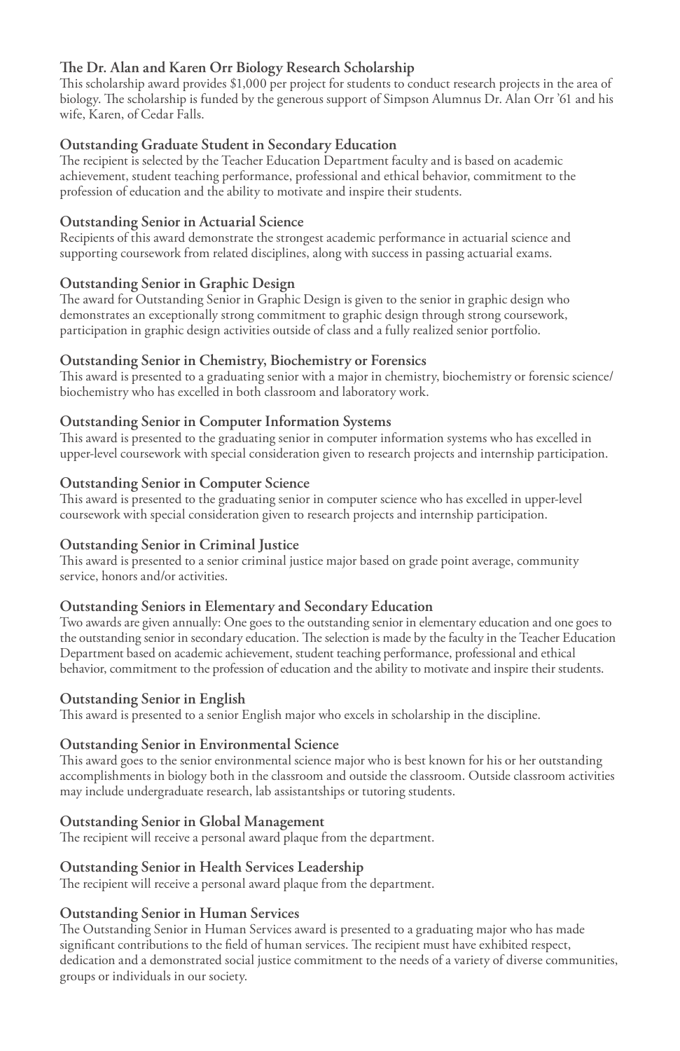### The Dr. Alan and Karen Orr Biology Research Scholarship

This scholarship award provides $1,000 per project for students to conduct research projects in the area of biology. The scholarship is funded by the generous support of Simpson Alumnus Dr. Alan Orr '61 and his wife, Karen, of Cedar Falls.

### Outstanding Graduate Student in Secondary Education

The recipient is selected by the Teacher Education Department faculty and is based on academic achievement, student teaching performance, professional and ethical behavior, commitment to the profession of education and the ability to motivate and inspire their students.

### Outstanding Senior in Actuarial Science

Recipients of this award demonstrate the strongest academic performance in actuarial science and supporting coursework from related disciplines, along with success in passing actuarial exams.

### Outstanding Senior in Graphic Design

The award for Outstanding Senior in Graphic Design is given to the senior in graphic design who demonstrates an exceptionally strong commitment to graphic design through strong coursework, participation in graphic design activities outside of class and a fully realized senior portfolio.

### Outstanding Senior in Chemistry, Biochemistry or Forensics

This award is presented to a graduating senior with a major in chemistry, biochemistry or forensic science/biochemistry who has excelled in both classroom and laboratory work.

### Outstanding Senior in Computer Information Systems

This award is presented to the graduating senior in computer information systems who has excelled in upper-level coursework with special consideration given to research projects and internship participation.

### Outstanding Senior in Computer Science

This award is presented to the graduating senior in computer science who has excelled in upper-level coursework with special consideration given to research projects and internship participation.

### Outstanding Senior in Criminal Justice

This award is presented to a senior criminal justice major based on grade point average, community service, honors and/or activities.

### Outstanding Seniors in Elementary and Secondary Education

Two awards are given annually: One goes to the outstanding senior in elementary education and one goes to the outstanding senior in secondary education. The selection is made by the faculty in the Teacher Education Department based on academic achievement, student teaching performance, professional and ethical behavior, commitment to the profession of education and the ability to motivate and inspire their students.

### Outstanding Senior in English

This award is presented to a senior English major who excels in scholarship in the discipline.

### Outstanding Senior in Environmental Science

This award goes to the senior environmental science major who is best known for his or her outstanding accomplishments in biology both in the classroom and outside the classroom. Outside classroom activities may include undergraduate research, lab assistantships or tutoring students.

### Outstanding Senior in Global Management

The recipient will receive a personal award plaque from the department.

### Outstanding Senior in Health Services Leadership

The recipient will receive a personal award plaque from the department.

### Outstanding Senior in Human Services

The Outstanding Senior in Human Services award is presented to a graduating major who has made significant contributions to the field of human services. The recipient must have exhibited respect, dedication and a demonstrated social justice commitment to the needs of a variety of diverse communities, groups or individuals in our society.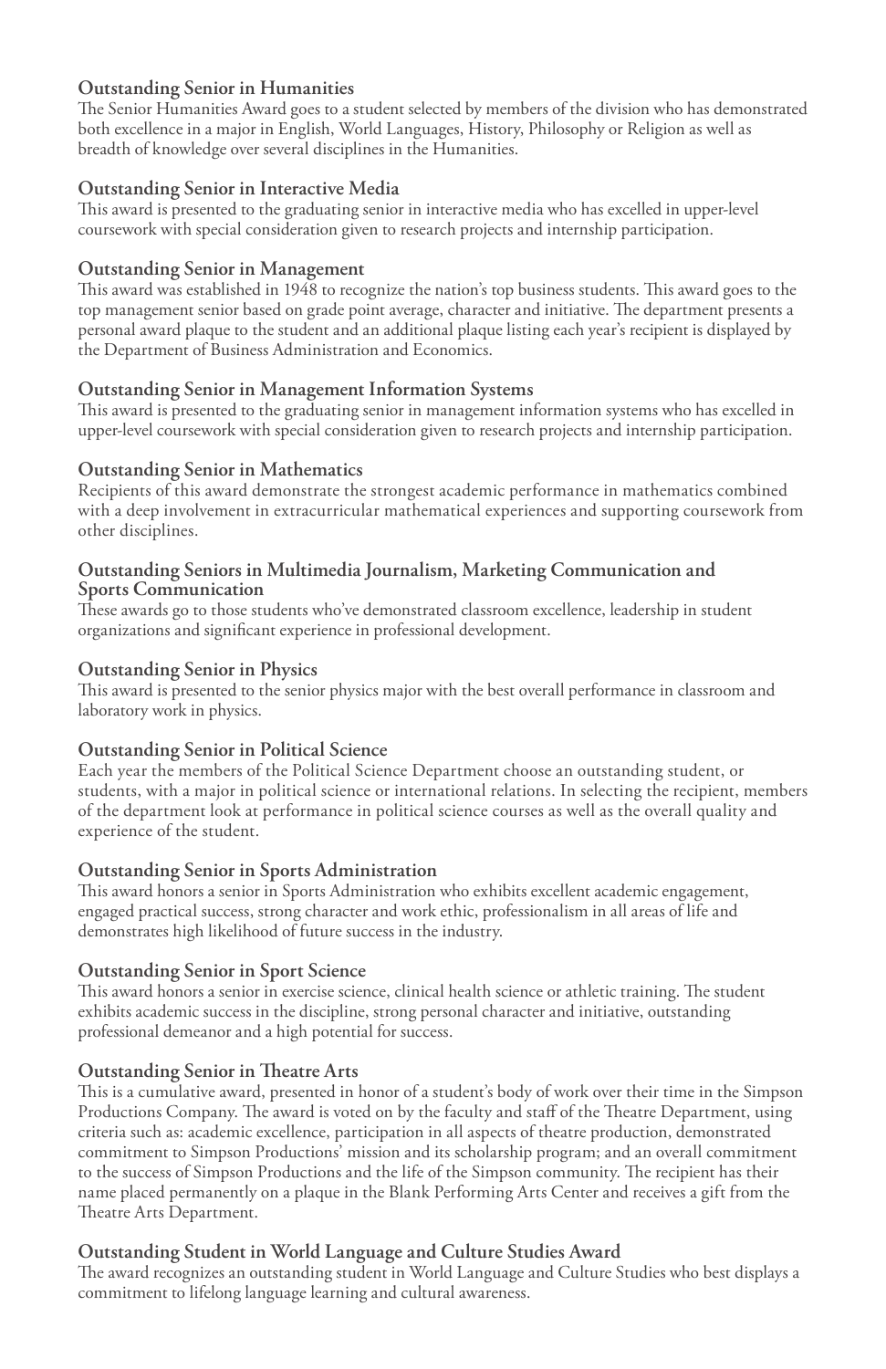### Outstanding Senior in Humanities

The Senior Humanities Award goes to a student selected by members of the division who has demonstrated both excellence in a major in English, World Languages, History, Philosophy or Religion as well as breadth of knowledge over several disciplines in the Humanities.

### Outstanding Senior in Interactive Media

This award is presented to the graduating senior in interactive media who has excelled in upper-level coursework with special consideration given to research projects and internship participation.

### Outstanding Senior in Management

This award was established in 1948 to recognize the nation's top business students. This award goes to the top management senior based on grade point average, character and initiative. The department presents a personal award plaque to the student and an additional plaque listing each year's recipient is displayed by the Department of Business Administration and Economics.

### Outstanding Senior in Management Information Systems

This award is presented to the graduating senior in management information systems who has excelled in upper-level coursework with special consideration given to research projects and internship participation.

### Outstanding Senior in Mathematics

Recipients of this award demonstrate the strongest academic performance in mathematics combined with a deep involvement in extracurricular mathematical experiences and supporting coursework from other disciplines.

### Outstanding Seniors in Multimedia Journalism, Marketing Communication and Sports Communication

These awards go to those students who've demonstrated classroom excellence, leadership in student organizations and significant experience in professional development.

### Outstanding Senior in Physics

This award is presented to the senior physics major with the best overall performance in classroom and laboratory work in physics.

### Outstanding Senior in Political Science

Each year the members of the Political Science Department choose an outstanding student, or students, with a major in political science or international relations. In selecting the recipient, members of the department look at performance in political science courses as well as the overall quality and experience of the student.

### Outstanding Senior in Sports Administration

This award honors a senior in Sports Administration who exhibits excellent academic engagement, engaged practical success, strong character and work ethic, professionalism in all areas of life and demonstrates high likelihood of future success in the industry.

### Outstanding Senior in Sport Science

This award honors a senior in exercise science, clinical health science or athletic training. The student exhibits academic success in the discipline, strong personal character and initiative, outstanding professional demeanor and a high potential for success.

### Outstanding Senior in Theatre Arts

This is a cumulative award, presented in honor of a student's body of work over their time in the Simpson Productions Company. The award is voted on by the faculty and staff of the Theatre Department, using criteria such as: academic excellence, participation in all aspects of theatre production, demonstrated commitment to Simpson Productions' mission and its scholarship program; and an overall commitment to the success of Simpson Productions and the life of the Simpson community. The recipient has their name placed permanently on a plaque in the Blank Performing Arts Center and receives a gift from the Theatre Arts Department.

### Outstanding Student in World Language and Culture Studies Award

The award recognizes an outstanding student in World Language and Culture Studies who best displays a commitment to lifelong language learning and cultural awareness.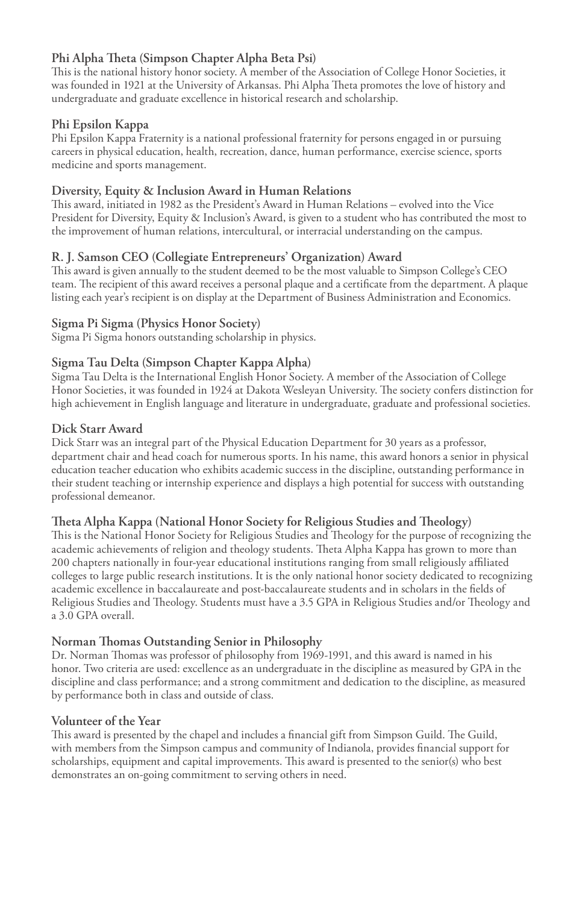### Phi Alpha Theta (Simpson Chapter Alpha Beta Psi)

This is the national history honor society. A member of the Association of College Honor Societies, it was founded in 1921 at the University of Arkansas. Phi Alpha Theta promotes the love of history and undergraduate and graduate excellence in historical research and scholarship.

### Phi Epsilon Kappa

Phi Epsilon Kappa Fraternity is a national professional fraternity for persons engaged in or pursuing careers in physical education, health, recreation, dance, human performance, exercise science, sports medicine and sports management.

### Diversity, Equity & Inclusion Award in Human Relations

This award, initiated in 1982 as the President's Award in Human Relations – evolved into the Vice President for Diversity, Equity & Inclusion's Award, is given to a student who has contributed the most to the improvement of human relations, intercultural, or interracial understanding on the campus.

### R. J. Samson CEO (Collegiate Entrepreneurs' Organization) Award

This award is given annually to the student deemed to be the most valuable to Simpson College's CEO team. The recipient of this award receives a personal plaque and a certificate from the department. A plaque listing each year's recipient is on display at the Department of Business Administration and Economics.

### Sigma Pi Sigma (Physics Honor Society)

Sigma Pi Sigma honors outstanding scholarship in physics.

### Sigma Tau Delta (Simpson Chapter Kappa Alpha)

Sigma Tau Delta is the International English Honor Society. A member of the Association of College Honor Societies, it was founded in 1924 at Dakota Wesleyan University. The society confers distinction for high achievement in English language and literature in undergraduate, graduate and professional societies.

### Dick Starr Award

Dick Starr was an integral part of the Physical Education Department for 30 years as a professor, department chair and head coach for numerous sports. In his name, this award honors a senior in physical education teacher education who exhibits academic success in the discipline, outstanding performance in their student teaching or internship experience and displays a high potential for success with outstanding professional demeanor.

### Theta Alpha Kappa (National Honor Society for Religious Studies and Theology)

This is the National Honor Society for Religious Studies and Theology for the purpose of recognizing the academic achievements of religion and theology students. Theta Alpha Kappa has grown to more than 200 chapters nationally in four-year educational institutions ranging from small religiously affiliated colleges to large public research institutions. It is the only national honor society dedicated to recognizing academic excellence in baccalaureate and post-baccalaureate students and in scholars in the fields of Religious Studies and Theology. Students must have a 3.5 GPA in Religious Studies and/or Theology and a 3.0 GPA overall.

### Norman Thomas Outstanding Senior in Philosophy

Dr. Norman Thomas was professor of philosophy from 1969-1991, and this award is named in his honor. Two criteria are used: excellence as an undergraduate in the discipline as measured by GPA in the discipline and class performance; and a strong commitment and dedication to the discipline, as measured by performance both in class and outside of class.

### Volunteer of the Year

This award is presented by the chapel and includes a financial gift from Simpson Guild. The Guild, with members from the Simpson campus and community of Indianola, provides financial support for scholarships, equipment and capital improvements. This award is presented to the senior(s) who best demonstrates an on-going commitment to serving others in need.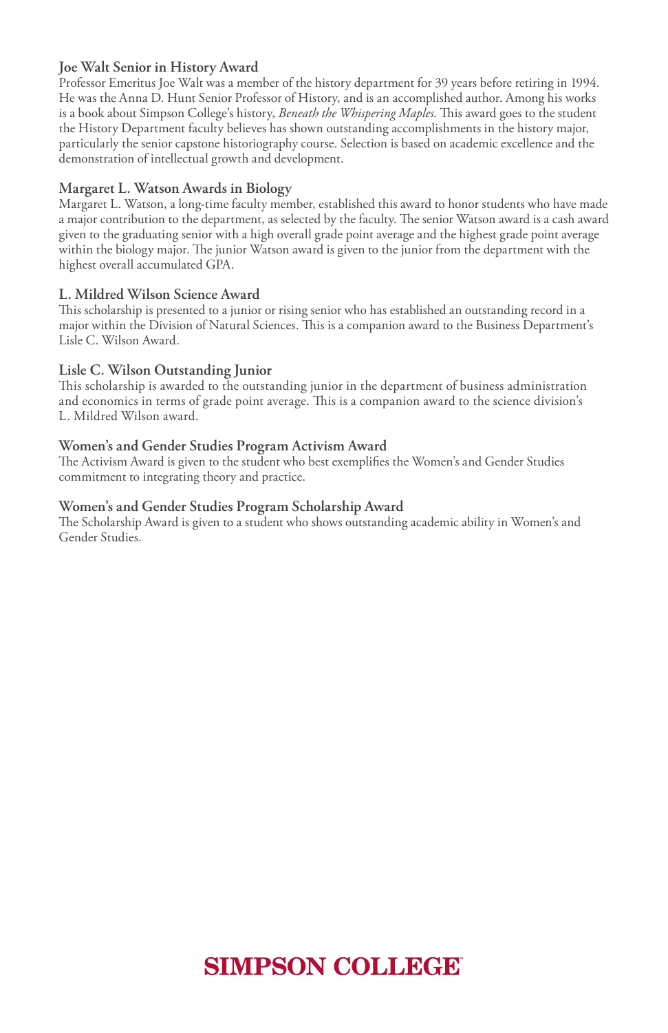### Joe Walt Senior in History Award

Professor Emeritus Joe Walt was a member of the history department for 39 years before retiring in 1994. He was the Anna D. Hunt Senior Professor of History, and is an accomplished author. Among his works is a book about Simpson College's history, *Beneath the Whispering Maples*. This award goes to the student the History Department faculty believes has shown outstanding accomplishments in the history major, particularly the senior capstone historiography course. Selection is based on academic excellence and the demonstration of intellectual growth and development.

### Margaret L. Watson Awards in Biology

Margaret L. Watson, a long-time faculty member, established this award to honor students who have made a major contribution to the department, as selected by the faculty. The senior Watson award is a cash award given to the graduating senior with a high overall grade point average and the highest grade point average within the biology major. The junior Watson award is given to the junior from the department with the highest overall accumulated GPA.

### L. Mildred Wilson Science Award

This scholarship is presented to a junior or rising senior who has established an outstanding record in a major within the Division of Natural Sciences. This is a companion award to the Business Department's Lisle C. Wilson Award.

### Lisle C. Wilson Outstanding Junior

This scholarship is awarded to the outstanding junior in the department of business administration and economics in terms of grade point average. This is a companion award to the science division's L. Mildred Wilson award.

### Women's and Gender Studies Program Activism Award

The Activism Award is given to the student who best exemplifies the Women's and Gender Studies commitment to integrating theory and practice.

### Women's and Gender Studies Program Scholarship Award

The Scholarship Award is given to a student who shows outstanding academic ability in Women's and Gender Studies.

SIMPSON COLLEGE